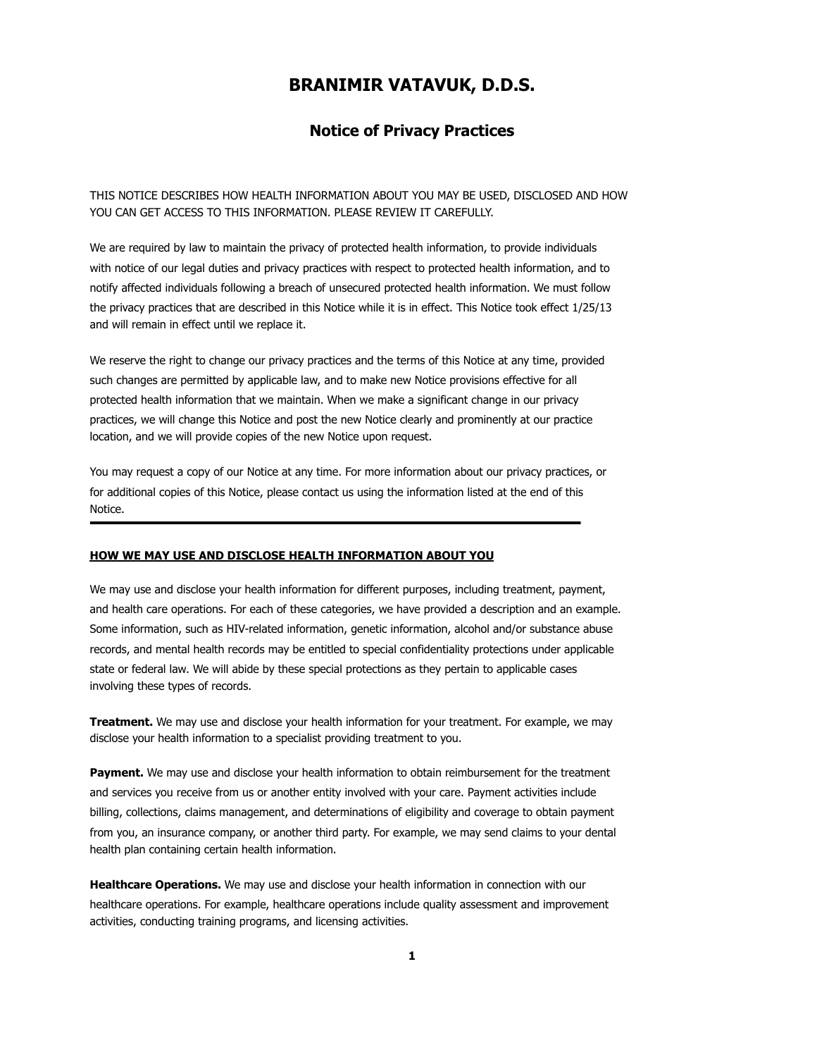# BRANIMIR VATAVUK, D.D.S.

## Notice of Privacy Practices

THIS NOTICE DESCRIBES HOW HEALTH INFORMATION ABOUT YOU MAY BE USED, DISCLOSED AND HOW YOU CAN GET ACCESS TO THIS INFORMATION. PLEASE REVIEW IT CAREFULLY.

We are required by law to maintain the privacy of protected health information, to provide individuals with notice of our legal duties and privacy practices with respect to protected health information, and to notify affected individuals following a breach of unsecured protected health information. We must follow the privacy practices that are described in this Notice while it is in effect. This Notice took effect 1/25/13 and will remain in effect until we replace it.

We reserve the right to change our privacy practices and the terms of this Notice at any time, provided such changes are permitted by applicable law, and to make new Notice provisions effective for all protected health information that we maintain. When we make a significant change in our privacy practices, we will change this Notice and post the new Notice clearly and prominently at our practice location, and we will provide copies of the new Notice upon request.

You may request a copy of our Notice at any time. For more information about our privacy practices, or for additional copies of this Notice, please contact us using the information listed at the end of this Notice.

---

**HOW WE MAY USE AND DISCLOSE HEALTH INFORMATION ABOUT YOU**

We may use and disclose your health information for different purposes, including treatment, payment, and health care operations. For each of these categories, we have provided a description and an example. Some information, such as HIV-related information, genetic information, alcohol and/or substance abuse records, and mental health records may be entitled to special confidentiality protections under applicable state or federal law. We will abide by these special protections as they pertain to applicable cases involving these types of records.

**Treatment.** We may use and disclose your health information for your treatment. For example, we may disclose your health information to a specialist providing treatment to you.

**Payment.** We may use and disclose your health information to obtain reimbursement for the treatment and services you receive from us or another entity involved with your care. Payment activities include billing, collections, claims management, and determinations of eligibility and coverage to obtain payment from you, an insurance company, or another third party. For example, we may send claims to your dental health plan containing certain health information.

**Healthcare Operations.** We may use and disclose your health information in connection with our healthcare operations. For example, healthcare operations include quality assessment and improvement activities, conducting training programs, and licensing activities.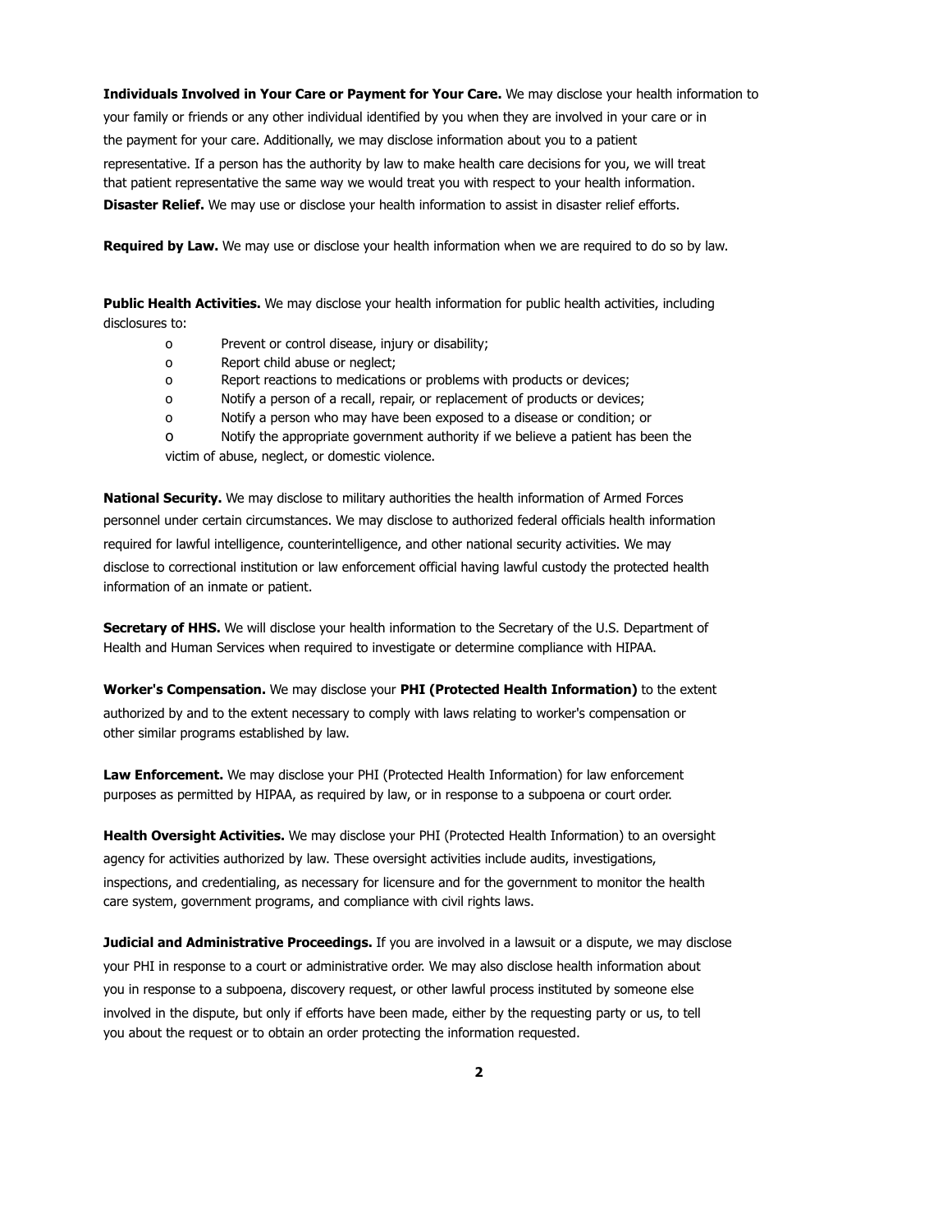**Individuals Involved in Your Care or Payment for Your Care.** We may disclose your health information to your family or friends or any other individual identified by you when they are involved in your care or in the payment for your care. Additionally, we may disclose information about you to a patient representative. If a person has the authority by law to make health care decisions for you, we will treat that patient representative the same way we would treat you with respect to your health information.

**Disaster Relief.** We may use or disclose your health information to assist in disaster relief efforts.

**Required by Law.** We may use or disclose your health information when we are required to do so by law.

**Public Health Activities.** We may disclose your health information for public health activities, including disclosures to:

- Prevent or control disease, injury or disability;
- Report child abuse or neglect;
- Report reactions to medications or problems with products or devices;
- Notify a person of a recall, repair, or replacement of products or devices;
- Notify a person who may have been exposed to a disease or condition; or
- Notify the appropriate government authority if we believe a patient has been the victim of abuse, neglect, or domestic violence.

**National Security.** We may disclose to military authorities the health information of Armed Forces personnel under certain circumstances. We may disclose to authorized federal officials health information required for lawful intelligence, counterintelligence, and other national security activities. We may disclose to correctional institution or law enforcement official having lawful custody the protected health information of an inmate or patient.

**Secretary of HHS.** We will disclose your health information to the Secretary of the U.S. Department of Health and Human Services when required to investigate or determine compliance with HIPAA.

**Worker's Compensation.** We may disclose your **PHI (Protected Health Information)** to the extent authorized by and to the extent necessary to comply with laws relating to worker's compensation or other similar programs established by law.

**Law Enforcement.** We may disclose your PHI (Protected Health Information) for law enforcement purposes as permitted by HIPAA, as required by law, or in response to a subpoena or court order.

**Health Oversight Activities.** We may disclose your PHI (Protected Health Information) to an oversight agency for activities authorized by law. These oversight activities include audits, investigations, inspections, and credentialing, as necessary for licensure and for the government to monitor the health care system, government programs, and compliance with civil rights laws.

**Judicial and Administrative Proceedings.** If you are involved in a lawsuit or a dispute, we may disclose your PHI in response to a court or administrative order. We may also disclose health information about you in response to a subpoena, discovery request, or other lawful process instituted by someone else involved in the dispute, but only if efforts have been made, either by the requesting party or us, to tell you about the request or to obtain an order protecting the information requested.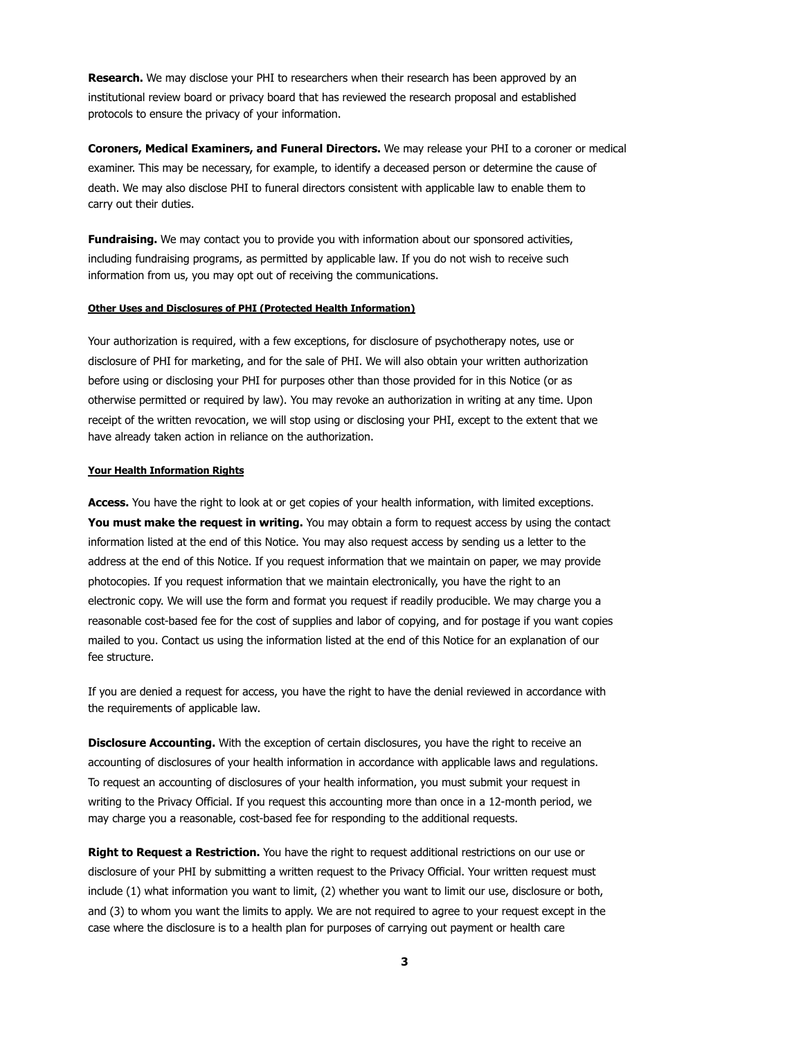**Research.** We may disclose your PHI to researchers when their research has been approved by an institutional review board or privacy board that has reviewed the research proposal and established protocols to ensure the privacy of your information.

**Coroners, Medical Examiners, and Funeral Directors.** We may release your PHI to a coroner or medical examiner. This may be necessary, for example, to identify a deceased person or determine the cause of death. We may also disclose PHI to funeral directors consistent with applicable law to enable them to carry out their duties.

**Fundraising.** We may contact you to provide you with information about our sponsored activities, including fundraising programs, as permitted by applicable law. If you do not wish to receive such information from us, you may opt out of receiving the communications.

**Other Uses and Disclosures of PHI (Protected Health Information)**

Your authorization is required, with a few exceptions, for disclosure of psychotherapy notes, use or disclosure of PHI for marketing, and for the sale of PHI. We will also obtain your written authorization before using or disclosing your PHI for purposes other than those provided for in this Notice (or as otherwise permitted or required by law). You may revoke an authorization in writing at any time. Upon receipt of the written revocation, we will stop using or disclosing your PHI, except to the extent that we have already taken action in reliance on the authorization.

**Your Health Information Rights**

**Access.** You have the right to look at or get copies of your health information, with limited exceptions. **You must make the request in writing.** You may obtain a form to request access by using the contact information listed at the end of this Notice. You may also request access by sending us a letter to the address at the end of this Notice. If you request information that we maintain on paper, we may provide photocopies. If you request information that we maintain electronically, you have the right to an electronic copy. We will use the form and format you request if readily producible. We may charge you a reasonable cost-based fee for the cost of supplies and labor of copying, and for postage if you want copies mailed to you. Contact us using the information listed at the end of this Notice for an explanation of our fee structure.

If you are denied a request for access, you have the right to have the denial reviewed in accordance with the requirements of applicable law.

**Disclosure Accounting.** With the exception of certain disclosures, you have the right to receive an accounting of disclosures of your health information in accordance with applicable laws and regulations. To request an accounting of disclosures of your health information, you must submit your request in writing to the Privacy Official. If you request this accounting more than once in a 12-month period, we may charge you a reasonable, cost-based fee for responding to the additional requests.

**Right to Request a Restriction.** You have the right to request additional restrictions on our use or disclosure of your PHI by submitting a written request to the Privacy Official. Your written request must include (1) what information you want to limit, (2) whether you want to limit our use, disclosure or both, and (3) to whom you want the limits to apply. We are not required to agree to your request except in the case where the disclosure is to a health plan for purposes of carrying out payment or health care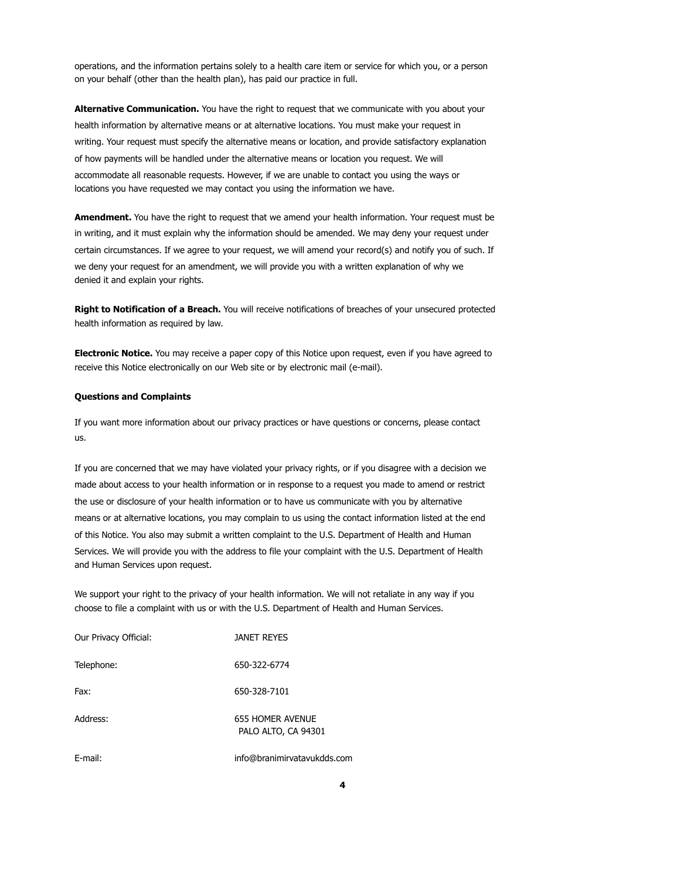operations, and the information pertains solely to a health care item or service for which you, or a person on your behalf (other than the health plan), has paid our practice in full.

**Alternative Communication.** You have the right to request that we communicate with you about your health information by alternative means or at alternative locations. You must make your request in writing. Your request must specify the alternative means or location, and provide satisfactory explanation of how payments will be handled under the alternative means or location you request. We will accommodate all reasonable requests. However, if we are unable to contact you using the ways or locations you have requested we may contact you using the information we have.

**Amendment.** You have the right to request that we amend your health information. Your request must be in writing, and it must explain why the information should be amended. We may deny your request under certain circumstances. If we agree to your request, we will amend your record(s) and notify you of such. If we deny your request for an amendment, we will provide you with a written explanation of why we denied it and explain your rights.

**Right to Notification of a Breach.** You will receive notifications of breaches of your unsecured protected health information as required by law.

**Electronic Notice.** You may receive a paper copy of this Notice upon request, even if you have agreed to receive this Notice electronically on our Web site or by electronic mail (e-mail).

**Questions and Complaints**

If you want more information about our privacy practices or have questions or concerns, please contact us.

If you are concerned that we may have violated your privacy rights, or if you disagree with a decision we made about access to your health information or in response to a request you made to amend or restrict the use or disclosure of your health information or to have us communicate with you by alternative means or at alternative locations, you may complain to us using the contact information listed at the end of this Notice. You also may submit a written complaint to the U.S. Department of Health and Human Services. We will provide you with the address to file your complaint with the U.S. Department of Health and Human Services upon request.

We support your right to the privacy of your health information. We will not retaliate in any way if you choose to file a complaint with us or with the U.S. Department of Health and Human Services.

| | |
|---|---|
| Our Privacy Official: | JANET REYES |
| Telephone: | 650-322-6774 |
| Fax: | 650-328-7101 |
| Address: | 655 HOMER AVENUE<br>PALO ALTO, CA 94301 |
| E-mail: | info@branimirvatavukdds.com |